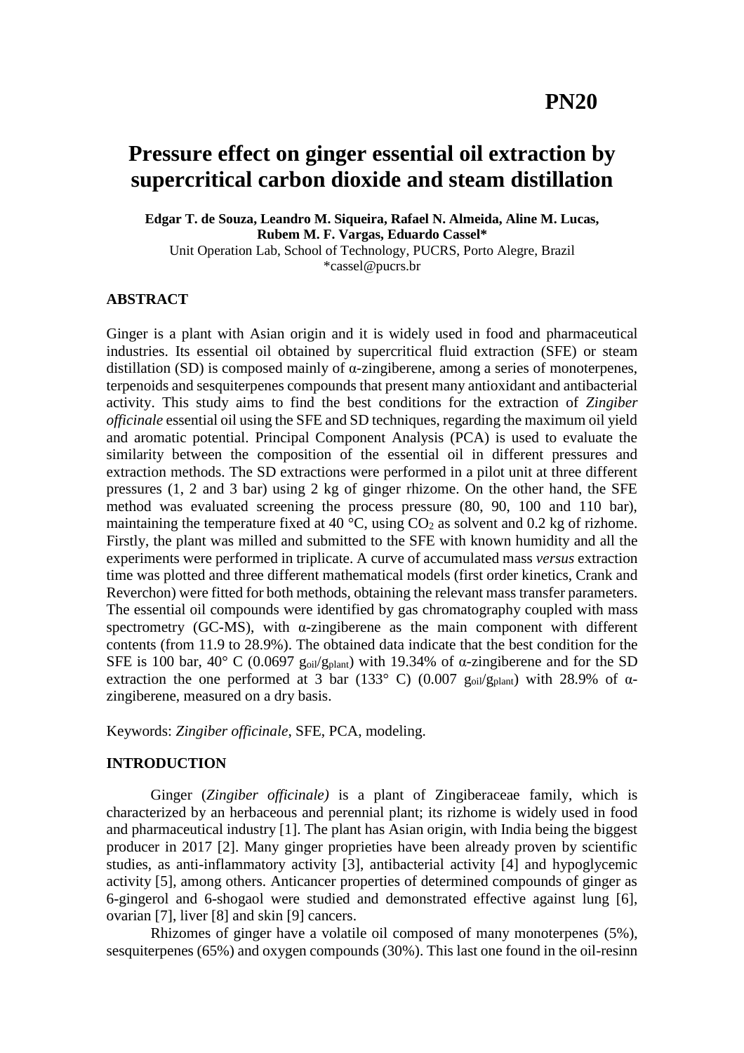**PN20**

# Pressure effect on ginger essential oil extraction by supercritical carbon dioxide and steam distillation

**Edgar T. de Souza, Leandro M. Siqueira, Rafael N. Almeida, Aline M. Lucas, Rubem M. F. Vargas, Eduardo Cassel***

Unit Operation Lab, School of Technology, PUCRS, Porto Alegre, Brazil

*cassel@pucrs.br

## ABSTRACT

Ginger is a plant with Asian origin and it is widely used in food and pharmaceutical industries. Its essential oil obtained by supercritical fluid extraction (SFE) or steam distillation (SD) is composed mainly of α-zingiberene, among a series of monoterpenes, terpenoids and sesquiterpenes compounds that present many antioxidant and antibacterial activity. This study aims to find the best conditions for the extraction of *Zingiber officinale* essential oil using the SFE and SD techniques, regarding the maximum oil yield and aromatic potential. Principal Component Analysis (PCA) is used to evaluate the similarity between the composition of the essential oil in different pressures and extraction methods. The SD extractions were performed in a pilot unit at three different pressures (1, 2 and 3 bar) using 2 kg of ginger rhizome. On the other hand, the SFE method was evaluated screening the process pressure (80, 90, 100 and 110 bar), maintaining the temperature fixed at 40 °C, using $CO_2$ as solvent and 0.2 kg of rizhome. Firstly, the plant was milled and submitted to the SFE with known humidity and all the experiments were performed in triplicate. A curve of accumulated mass *versus* extraction time was plotted and three different mathematical models (first order kinetics, Crank and Reverchon) were fitted for both methods, obtaining the relevant mass transfer parameters. The essential oil compounds were identified by gas chromatography coupled with mass spectrometry (GC-MS), with α-zingiberene as the main component with different contents (from 11.9 to 28.9%). The obtained data indicate that the best condition for the SFE is 100 bar, 40° C (0.0697 $g_{oil}/g_{plant}$) with 19.34% of α-zingiberene and for the SD extraction the one performed at 3 bar (133° C) (0.007 $g_{oil}/g_{plant}$) with 28.9% of α-zingiberene, measured on a dry basis.

Keywords: *Zingiber officinale*, SFE, PCA, modeling.

## INTRODUCTION

Ginger (*Zingiber officinale)* is a plant of Zingiberaceae family, which is characterized by an herbaceous and perennial plant; its rizhome is widely used in food and pharmaceutical industry [1]. The plant has Asian origin, with India being the biggest producer in 2017 [2]. Many ginger proprieties have been already proven by scientific studies, as anti-inflammatory activity [3], antibacterial activity [4] and hypoglycemic activity [5], among others. Anticancer properties of determined compounds of ginger as 6-gingerol and 6-shogaol were studied and demonstrated effective against lung [6], ovarian [7], liver [8] and skin [9] cancers.

Rhizomes of ginger have a volatile oil composed of many monoterpenes (5%), sesquiterpenes (65%) and oxygen compounds (30%). This last one found in the oil-resinn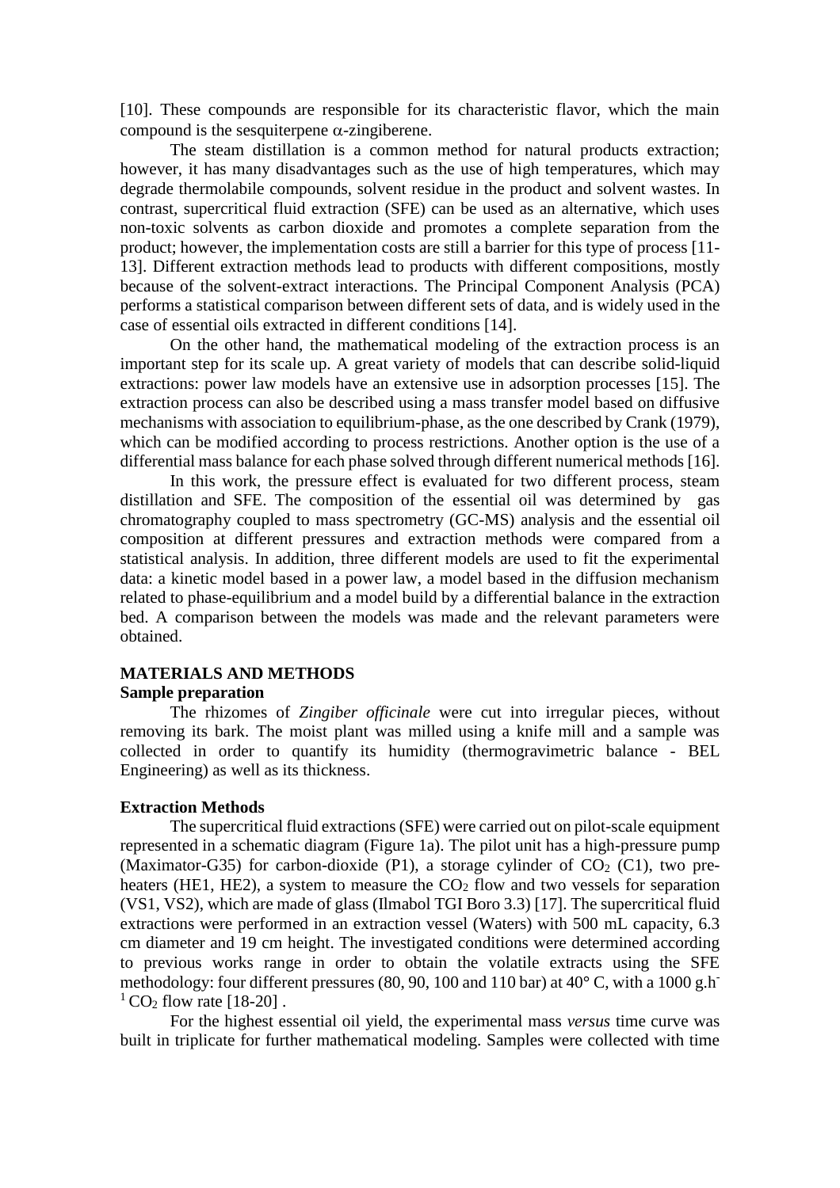[10]. These compounds are responsible for its characteristic flavor, which the main compound is the sesquiterpene $\alpha$-zingiberene.

The steam distillation is a common method for natural products extraction; however, it has many disadvantages such as the use of high temperatures, which may degrade thermolabile compounds, solvent residue in the product and solvent wastes. In contrast, supercritical fluid extraction (SFE) can be used as an alternative, which uses non-toxic solvents as carbon dioxide and promotes a complete separation from the product; however, the implementation costs are still a barrier for this type of process [11-13]. Different extraction methods lead to products with different compositions, mostly because of the solvent-extract interactions. The Principal Component Analysis (PCA) performs a statistical comparison between different sets of data, and is widely used in the case of essential oils extracted in different conditions [14].

On the other hand, the mathematical modeling of the extraction process is an important step for its scale up. A great variety of models that can describe solid-liquid extractions: power law models have an extensive use in adsorption processes [15]. The extraction process can also be described using a mass transfer model based on diffusive mechanisms with association to equilibrium-phase, as the one described by Crank (1979), which can be modified according to process restrictions. Another option is the use of a differential mass balance for each phase solved through different numerical methods [16].

In this work, the pressure effect is evaluated for two different process, steam distillation and SFE. The composition of the essential oil was determined by gas chromatography coupled to mass spectrometry (GC-MS) analysis and the essential oil composition at different pressures and extraction methods were compared from a statistical analysis. In addition, three different models are used to fit the experimental data: a kinetic model based in a power law, a model based in the diffusion mechanism related to phase-equilibrium and a model build by a differential balance in the extraction bed. A comparison between the models was made and the relevant parameters were obtained.

## MATERIALS AND METHODS

### Sample preparation

The rhizomes of *Zingiber officinale* were cut into irregular pieces, without removing its bark. The moist plant was milled using a knife mill and a sample was collected in order to quantify its humidity (thermogravimetric balance - BEL Engineering) as well as its thickness.

### Extraction Methods

The supercritical fluid extractions (SFE) were carried out on pilot-scale equipment represented in a schematic diagram (Figure 1a). The pilot unit has a high-pressure pump (Maximator-G35) for carbon-dioxide (P1), a storage cylinder of $CO_2$ (C1), two pre-heaters (HE1, HE2), a system to measure the $CO_2$ flow and two vessels for separation (VS1, VS2), which are made of glass (Ilmabol TGI Boro 3.3) [17]. The supercritical fluid extractions were performed in an extraction vessel (Waters) with 500 mL capacity, 6.3 cm diameter and 19 cm height. The investigated conditions were determined according to previous works range in order to obtain the volatile extracts using the SFE methodology: four different pressures (80, 90, 100 and 110 bar) at 40° C, with a 1000 $g.h^{-1}$ $CO_2$ flow rate [18-20] .

For the highest essential oil yield, the experimental mass *versus* time curve was built in triplicate for further mathematical modeling. Samples were collected with time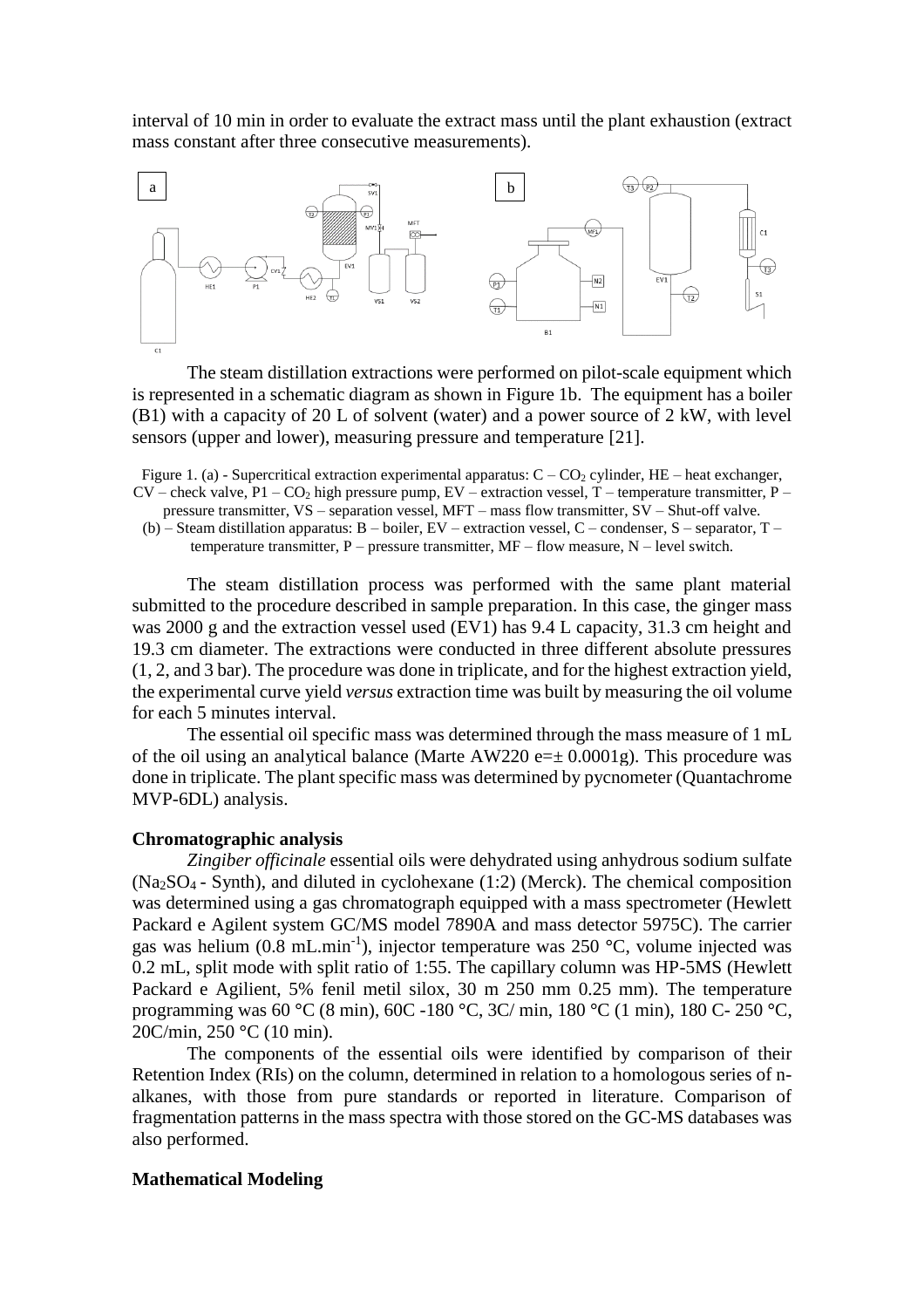interval of 10 min in order to evaluate the extract mass until the plant exhaustion (extract mass constant after three consecutive measurements).

The steam distillation extractions were performed on pilot-scale equipment which is represented in a schematic diagram as shown in Figure 1b. The equipment has a boiler (B1) with a capacity of 20 L of solvent (water) and a power source of 2 kW, with level sensors (upper and lower), measuring pressure and temperature [21].

Figure 1. (a) - Supercritical extraction experimental apparatus: C – $CO_2$ cylinder, HE – heat exchanger, CV – check valve, P1 – $CO_2$ high pressure pump, EV – extraction vessel, T – temperature transmitter, P – pressure transmitter, VS – separation vessel, MFT – mass flow transmitter, SV – Shut-off valve. (b) – Steam distillation apparatus: B – boiler, EV – extraction vessel, C – condenser, S – separator, T – temperature transmitter, P – pressure transmitter, MF – flow measure, N – level switch.

The steam distillation process was performed with the same plant material submitted to the procedure described in sample preparation. In this case, the ginger mass was 2000 g and the extraction vessel used (EV1) has 9.4 L capacity, 31.3 cm height and 19.3 cm diameter. The extractions were conducted in three different absolute pressures (1, 2, and 3 bar). The procedure was done in triplicate, and for the highest extraction yield, the experimental curve yield *versus* extraction time was built by measuring the oil volume for each 5 minutes interval.

The essential oil specific mass was determined through the mass measure of 1 mL of the oil using an analytical balance (Marte AW220 e=± 0.0001g). This procedure was done in triplicate. The plant specific mass was determined by pycnometer (Quantachrome MVP-6DL) analysis.

**Chromatographic analysis**

*Zingiber officinale* essential oils were dehydrated using anhydrous sodium sulfate ($Na_2SO_4$ - Synth), and diluted in cyclohexane (1:2) (Merck). The chemical composition was determined using a gas chromatograph equipped with a mass spectrometer (Hewlett Packard e Agilent system GC/MS model 7890A and mass detector 5975C). The carrier gas was helium (0.8 $mL.min^{-1}$), injector temperature was 250 °C, volume injected was 0.2 mL, split mode with split ratio of 1:55. The capillary column was HP-5MS (Hewlett Packard e Agilient, 5% fenil metil silox, 30 m 250 mm 0.25 mm). The temperature programming was 60 °C (8 min), 60C -180 °C, 3C/ min, 180 °C (1 min), 180 C- 250 °C, 20C/min, 250 °C (10 min).

The components of the essential oils were identified by comparison of their Retention Index (RIs) on the column, determined in relation to a homologous series of n-alkanes, with those from pure standards or reported in literature. Comparison of fragmentation patterns in the mass spectra with those stored on the GC-MS databases was also performed.

**Mathematical Modeling**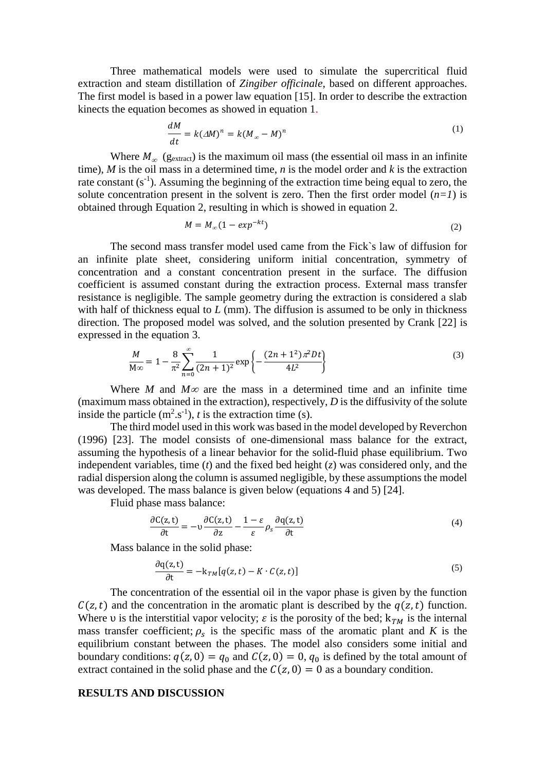Three mathematical models were used to simulate the supercritical fluid extraction and steam distillation of *Zingiber officinale*, based on different approaches. The first model is based in a power law equation [15]. In order to describe the extraction kinects the equation becomes as showed in equation 1.

$$\frac{dM}{dt} = k(\Delta M)^n = k(M_\infty - M)^n \tag{1}$$

Where $M_\infty$ ($g_{extract}$) is the maximum oil mass (the essential oil mass in an infinite time), *M* is the oil mass in a determined time, *n* is the model order and *k* is the extraction rate constant ($s^{-1}$). Assuming the beginning of the extraction time being equal to zero, the solute concentration present in the solvent is zero. Then the first order model (*n=1*) is obtained through Equation 2, resulting in which is showed in equation 2.

$$M = M_\infty(1 - exp^{-kt}) \tag{2}$$

The second mass transfer model used came from the Fick`s law of diffusion for an infinite plate sheet, considering uniform initial concentration, symmetry of concentration and a constant concentration present in the surface. The diffusion coefficient is assumed constant during the extraction process. External mass transfer resistance is negligible. The sample geometry during the extraction is considered a slab with half of thickness equal to *L* (mm). The diffusion is assumed to be only in thickness direction. The proposed model was solved, and the solution presented by Crank [22] is expressed in the equation 3.

$$\frac{M}{M\infty} = 1 - \frac{8}{\pi^2}\sum_{n=0}^{\infty}\frac{1}{(2n+1)^2}\exp\left\{-\frac{(2n+1^2)\pi^2 Dt}{4L^2}\right\} \tag{3}$$

Where *M* and $M\infty$ are the mass in a determined time and an infinite time (maximum mass obtained in the extraction), respectively, *D* is the diffusivity of the solute inside the particle ($m^2.s^{-1}$), *t* is the extraction time (s).

The third model used in this work was based in the model developed by Reverchon (1996) [23]. The model consists of one-dimensional mass balance for the extract, assuming the hypothesis of a linear behavior for the solid-fluid phase equilibrium. Two independent variables, time (*t*) and the fixed bed height (*z*) was considered only, and the radial dispersion along the column is assumed negligible, by these assumptions the model was developed. The mass balance is given below (equations 4 and 5) [24].

Fluid phase mass balance:

$$\frac{\partial C(z,t)}{\partial t} = -\upsilon\frac{\partial C(z,t)}{\partial z} - \frac{1-\varepsilon}{\varepsilon}\rho_s\frac{\partial q(z,t)}{\partial t} \tag{4}$$

Mass balance in the solid phase:

$$\frac{\partial q(z,t)}{\partial t} = -k_{TM}[q(z,t) - K\cdot C(z,t)] \tag{5}$$

The concentration of the essential oil in the vapor phase is given by the function $C(z,t)$ and the concentration in the aromatic plant is described by the $q(z,t)$ function. Where $\upsilon$ is the interstitial vapor velocity; $\varepsilon$ is the porosity of the bed; $k_{TM}$ is the internal mass transfer coefficient; $\rho_s$ is the specific mass of the aromatic plant and $K$ is the equilibrium constant between the phases. The model also considers some initial and boundary conditions: $q(z,0) = q_0$ and $C(z,0) = 0$, $q_0$ is defined by the total amount of extract contained in the solid phase and the $C(z,0) = 0$ as a boundary condition.

## RESULTS AND DISCUSSION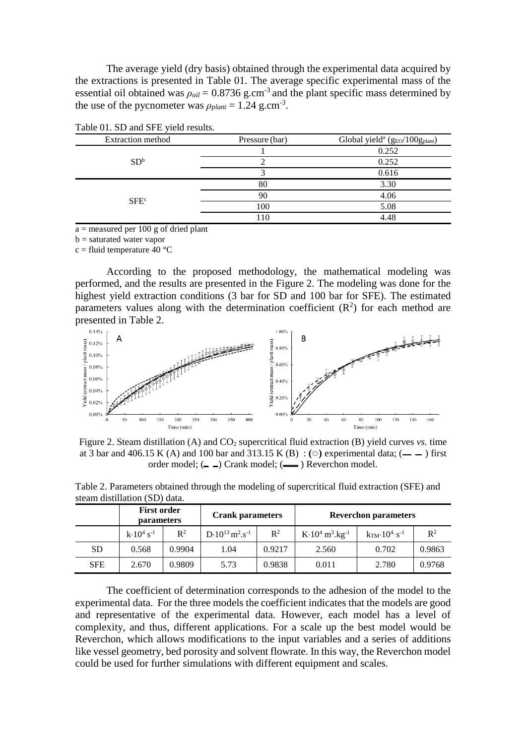The average yield (dry basis) obtained through the experimental data acquired by the extractions is presented in Table 01. The average specific experimental mass of the essential oil obtained was $\rho_{oil}$ = 0.8736 g.cm$^{-3}$ and the plant specific mass determined by the use of the pycnometer was $\rho_{plant}$ = 1.24 g.cm$^{-3}$.

Table 01. SD and SFE yield results.

| Extraction method | Pressure (bar) | Global yield[a] ($g_{EO}/100g_{plant}$) |
|---|---|---|
| SD[b] | 1 | 0.252 |
| | 2 | 0.252 |
| | 3 | 0.616 |
| SFE[c] | 80 | 3.30 |
| | 90 | 4.06 |
| | 100 | 5.08 |
| | 110 | 4.48 |

a = measured per 100 g of dried plant

b = saturated water vapor

c = fluid temperature 40 °C

According to the proposed methodology, the mathematical modeling was performed, and the results are presented in the Figure 2. The modeling was done for the highest yield extraction conditions (3 bar for SD and 100 bar for SFE). The estimated parameters values along with the determination coefficient ($R^2$) for each method are presented in Table 2.

Figure 2. Steam distillation (A) and $CO_2$ supercritical fluid extraction (B) yield curves *vs.* time at 3 bar and 406.15 K (A) and 100 bar and 313.15 K (B) : (○) experimental data; (— —) first order model; (‒ ‒) Crank model; (▬▬) Reverchon model.

Table 2. Parameters obtained through the modeling of supercritical fluid extraction (SFE) and steam distillation (SD) data.

| | **First order parameters** | | **Crank parameters** | | **Reverchon parameters** | | |
|---|---|---|---|---|---|---|---|
| | $k{\cdot}10^4$ s$^{-1}$ | $R^2$ | $D{\cdot}10^{13}$ m$^2$.s$^{-1}$ | $R^2$ | $K{\cdot}10^4$ m$^3$.kg$^{-1}$ | $k_{TM}{\cdot}10^4$ s$^{-1}$ | $R^2$ |
| SD | 0.568 | 0.9904 | 1.04 | 0.9217 | 2.560 | 0.702 | 0.9863 |
| SFE | 2.670 | 0.9809 | 5.73 | 0.9838 | 0.011 | 2.780 | 0.9768 |

The coefficient of determination corresponds to the adhesion of the model to the experimental data. For the three models the coefficient indicates that the models are good and representative of the experimental data. However, each model has a level of complexity, and thus, different applications. For a scale up the best model would be Reverchon, which allows modifications to the input variables and a series of additions like vessel geometry, bed porosity and solvent flowrate. In this way, the Reverchon model could be used for further simulations with different equipment and scales.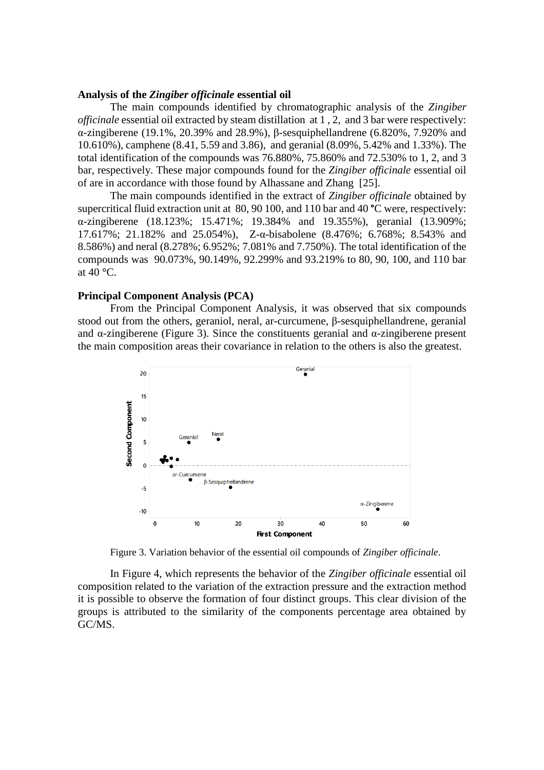### Analysis of the *Zingiber officinale* essential oil

The main compounds identified by chromatographic analysis of the *Zingiber officinale* essential oil extracted by steam distillation at 1 , 2, and 3 bar were respectively: α-zingiberene (19.1%, 20.39% and 28.9%), β-sesquiphellandrene (6.820%, 7.920% and 10.610%), camphene (8.41, 5.59 and 3.86), and geranial (8.09%, 5.42% and 1.33%). The total identification of the compounds was 76.880%, 75.860% and 72.530% to 1, 2, and 3 bar, respectively. These major compounds found for the *Zingiber officinale* essential oil of are in accordance with those found by Alhassane and Zhang [25].

The main compounds identified in the extract of *Zingiber officinale* obtained by supercritical fluid extraction unit at 80, 90 100, and 110 bar and 40 °C were, respectively: α-zingiberene (18.123%; 15.471%; 19.384% and 19.355%), geranial (13.909%; 17.617%; 21.182% and 25.054%), Z-α-bisabolene (8.476%; 6.768%; 8.543% and 8.586%) and neral (8.278%; 6.952%; 7.081% and 7.750%). The total identification of the compounds was 90.073%, 90.149%, 92.299% and 93.219% to 80, 90, 100, and 110 bar at 40 °C.

### Principal Component Analysis (PCA)

From the Principal Component Analysis, it was observed that six compounds stood out from the others, geraniol, neral, ar-curcumene, β-sesquiphellandrene, geranial and α-zingiberene (Figure 3). Since the constituents geranial and α-zingiberene present the main composition areas their covariance in relation to the others is also the greatest.

Figure 3. Variation behavior of the essential oil compounds of *Zingiber officinale*.

In Figure 4, which represents the behavior of the *Zingiber officinale* essential oil composition related to the variation of the extraction pressure and the extraction method it is possible to observe the formation of four distinct groups. This clear division of the groups is attributed to the similarity of the components percentage area obtained by GC/MS.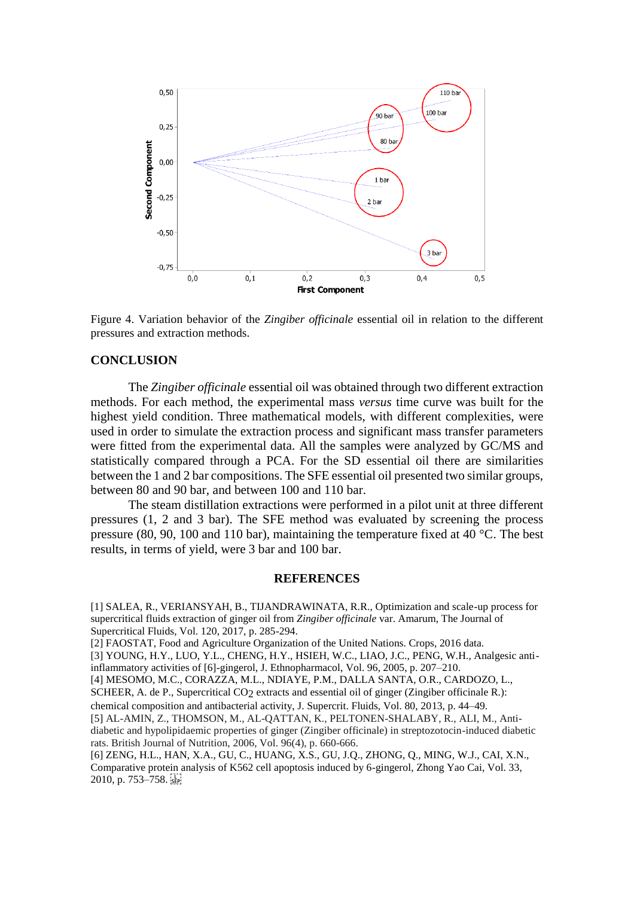Figure 4. Variation behavior of the *Zingiber officinale* essential oil in relation to the different pressures and extraction methods.

## CONCLUSION

The *Zingiber officinale* essential oil was obtained through two different extraction methods. For each method, the experimental mass *versus* time curve was built for the highest yield condition. Three mathematical models, with different complexities, were used in order to simulate the extraction process and significant mass transfer parameters were fitted from the experimental data. All the samples were analyzed by GC/MS and statistically compared through a PCA. For the SD essential oil there are similarities between the 1 and 2 bar compositions. The SFE essential oil presented two similar groups, between 80 and 90 bar, and between 100 and 110 bar.

The steam distillation extractions were performed in a pilot unit at three different pressures (1, 2 and 3 bar). The SFE method was evaluated by screening the process pressure (80, 90, 100 and 110 bar), maintaining the temperature fixed at 40 °C. The best results, in terms of yield, were 3 bar and 100 bar.

## REFERENCES

[1] SALEA, R., VERIANSYAH, B., TIJANDRAWINATA, R.R., Optimization and scale-up process for supercritical fluids extraction of ginger oil from *Zingiber officinale* var. Amarum, The Journal of Supercritical Fluids, Vol. 120, 2017, p. 285-294.

[2] FAOSTAT, Food and Agriculture Organization of the United Nations. Crops, 2016 data.

[3] YOUNG, H.Y., LUO, Y.L., CHENG, H.Y., HSIEH, W.C., LIAO, J.C., PENG, W.H., Analgesic anti-inflammatory activities of [6]-gingerol, J. Ethnopharmacol, Vol. 96, 2005, p. 207–210.

[4] MESOMO, M.C., CORAZZA, M.L., NDIAYE, P.M., DALLA SANTA, O.R., CARDOZO, L., SCHEER, A. de P., Supercritical $CO_2$ extracts and essential oil of ginger (Zingiber officinale R.): chemical composition and antibacterial activity, J. Supercrit. Fluids, Vol. 80, 2013, p. 44–49.

[5] AL-AMIN, Z., THOMSON, M., AL-QATTAN, K., PELTONEN-SHALABY, R., ALI, M., Anti-diabetic and hypolipidaemic properties of ginger (Zingiber officinale) in streptozotocin-induced diabetic rats. British Journal of Nutrition, 2006, Vol. 96(4), p. 660-666.

[6] ZENG, H.L., HAN, X.A., GU, C., HUANG, X.S., GU, J.Q., ZHONG, Q., MING, W.J., CAI, X.N., Comparative protein analysis of K562 cell apoptosis induced by 6-gingerol, Zhong Yao Cai, Vol. 33, 2010, p. 753–758.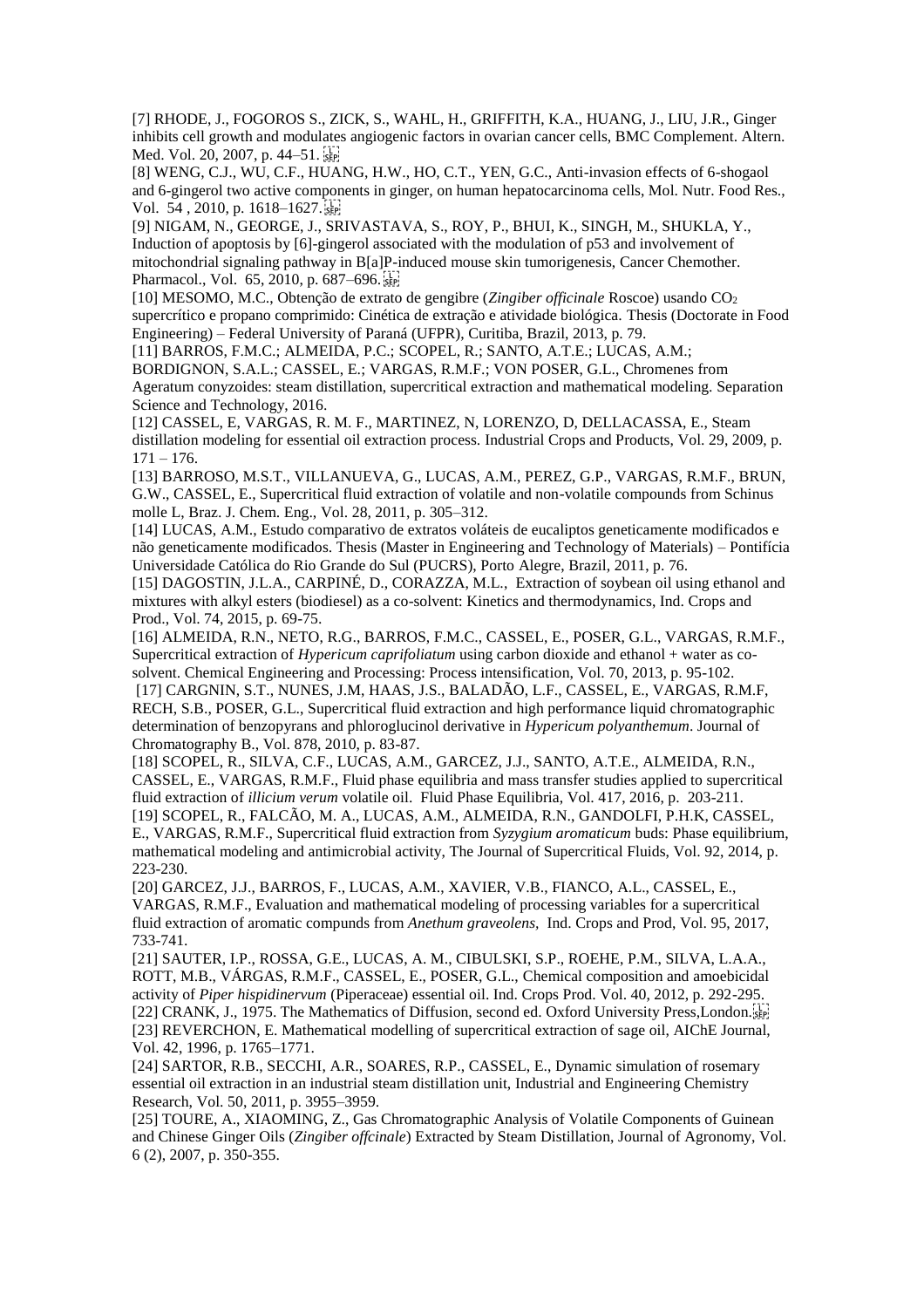[7] RHODE, J., FOGOROS S., ZICK, S., WAHL, H., GRIFFITH, K.A., HUANG, J., LIU, J.R., Ginger inhibits cell growth and modulates angiogenic factors in ovarian cancer cells, BMC Complement. Altern. Med. Vol. 20, 2007, p. 44–51.

[8] WENG, C.J., WU, C.F., HUANG, H.W., HO, C.T., YEN, G.C., Anti-invasion effects of 6-shogaol and 6-gingerol two active components in ginger, on human hepatocarcinoma cells, Mol. Nutr. Food Res., Vol. 54 , 2010, p. 1618–1627.

[9] NIGAM, N., GEORGE, J., SRIVASTAVA, S., ROY, P., BHUI, K., SINGH, M., SHUKLA, Y., Induction of apoptosis by [6]-gingerol associated with the modulation of p53 and involvement of mitochondrial signaling pathway in B[a]P-induced mouse skin tumorigenesis, Cancer Chemother. Pharmacol., Vol. 65, 2010, p. 687–696.

[10] MESOMO, M.C., Obtenção de extrato de gengibre (*Zingiber officinale* Roscoe) usando $CO_2$ supercrítico e propano comprimido: Cinética de extração e atividade biológica. Thesis (Doctorate in Food Engineering) – Federal University of Paraná (UFPR), Curitiba, Brazil, 2013, p. 79.

[11] BARROS, F.M.C.; ALMEIDA, P.C.; SCOPEL, R.; SANTO, A.T.E.; LUCAS, A.M.; BORDIGNON, S.A.L.; CASSEL, E.; VARGAS, R.M.F.; VON POSER, G.L., Chromenes from Ageratum conyzoides: steam distillation, supercritical extraction and mathematical modeling. Separation Science and Technology, 2016.

[12] CASSEL, E, VARGAS, R. M. F., MARTINEZ, N, LORENZO, D, DELLACASSA, E., Steam distillation modeling for essential oil extraction process. Industrial Crops and Products, Vol. 29, 2009, p. 171 – 176.

[13] BARROSO, M.S.T., VILLANUEVA, G., LUCAS, A.M., PEREZ, G.P., VARGAS, R.M.F., BRUN, G.W., CASSEL, E., Supercritical fluid extraction of volatile and non-volatile compounds from Schinus molle L, Braz. J. Chem. Eng., Vol. 28, 2011, p. 305–312.

[14] LUCAS, A.M., Estudo comparativo de extratos voláteis de eucaliptos geneticamente modificados e não geneticamente modificados. Thesis (Master in Engineering and Technology of Materials) – Pontifícia Universidade Católica do Rio Grande do Sul (PUCRS), Porto Alegre, Brazil, 2011, p. 76.

[15] DAGOSTIN, J.L.A., CARPINÉ, D., CORAZZA, M.L., Extraction of soybean oil using ethanol and mixtures with alkyl esters (biodiesel) as a co-solvent: Kinetics and thermodynamics, Ind. Crops and Prod., Vol. 74, 2015, p. 69-75.

[16] ALMEIDA, R.N., NETO, R.G., BARROS, F.M.C., CASSEL, E., POSER, G.L., VARGAS, R.M.F., Supercritical extraction of *Hypericum caprifoliatum* using carbon dioxide and ethanol + water as co-solvent. Chemical Engineering and Processing: Process intensification, Vol. 70, 2013, p. 95-102.

[17] CARGNIN, S.T., NUNES, J.M, HAAS, J.S., BALADÃO, L.F., CASSEL, E., VARGAS, R.M.F, RECH, S.B., POSER, G.L., Supercritical fluid extraction and high performance liquid chromatographic determination of benzopyrans and phloroglucinol derivative in *Hypericum polyanthemum*. Journal of Chromatography B., Vol. 878, 2010, p. 83-87.

[18] SCOPEL, R., SILVA, C.F., LUCAS, A.M., GARCEZ, J.J., SANTO, A.T.E., ALMEIDA, R.N., CASSEL, E., VARGAS, R.M.F., Fluid phase equilibria and mass transfer studies applied to supercritical fluid extraction of *illicium verum* volatile oil. Fluid Phase Equilibria, Vol. 417, 2016, p. 203-211.

[19] SCOPEL, R., FALCÃO, M. A., LUCAS, A.M., ALMEIDA, R.N., GANDOLFI, P.H.K, CASSEL, E., VARGAS, R.M.F., Supercritical fluid extraction from *Syzygium aromaticum* buds: Phase equilibrium, mathematical modeling and antimicrobial activity, The Journal of Supercritical Fluids, Vol. 92, 2014, p. 223-230.

[20] GARCEZ, J.J., BARROS, F., LUCAS, A.M., XAVIER, V.B., FIANCO, A.L., CASSEL, E., VARGAS, R.M.F., Evaluation and mathematical modeling of processing variables for a supercritical fluid extraction of aromatic compunds from *Anethum graveolens*, Ind. Crops and Prod, Vol. 95, 2017, 733-741.

[21] SAUTER, I.P., ROSSA, G.E., LUCAS, A. M., CIBULSKI, S.P., ROEHE, P.M., SILVA, L.A.A., ROTT, M.B., VÁRGAS, R.M.F., CASSEL, E., POSER, G.L., Chemical composition and amoebicidal activity of *Piper hispidinervum* (Piperaceae) essential oil. Ind. Crops Prod. Vol. 40, 2012, p. 292-295.

[22] CRANK, J., 1975. The Mathematics of Diffusion, second ed. Oxford University Press,London.

[23] REVERCHON, E. Mathematical modelling of supercritical extraction of sage oil, AIChE Journal, Vol. 42, 1996, p. 1765–1771.

[24] SARTOR, R.B., SECCHI, A.R., SOARES, R.P., CASSEL, E., Dynamic simulation of rosemary essential oil extraction in an industrial steam distillation unit, Industrial and Engineering Chemistry Research, Vol. 50, 2011, p. 3955–3959.

[25] TOURE, A., XIAOMING, Z., Gas Chromatographic Analysis of Volatile Components of Guinean and Chinese Ginger Oils (*Zingiber offcinale*) Extracted by Steam Distillation, Journal of Agronomy, Vol. 6 (2), 2007, p. 350-355.